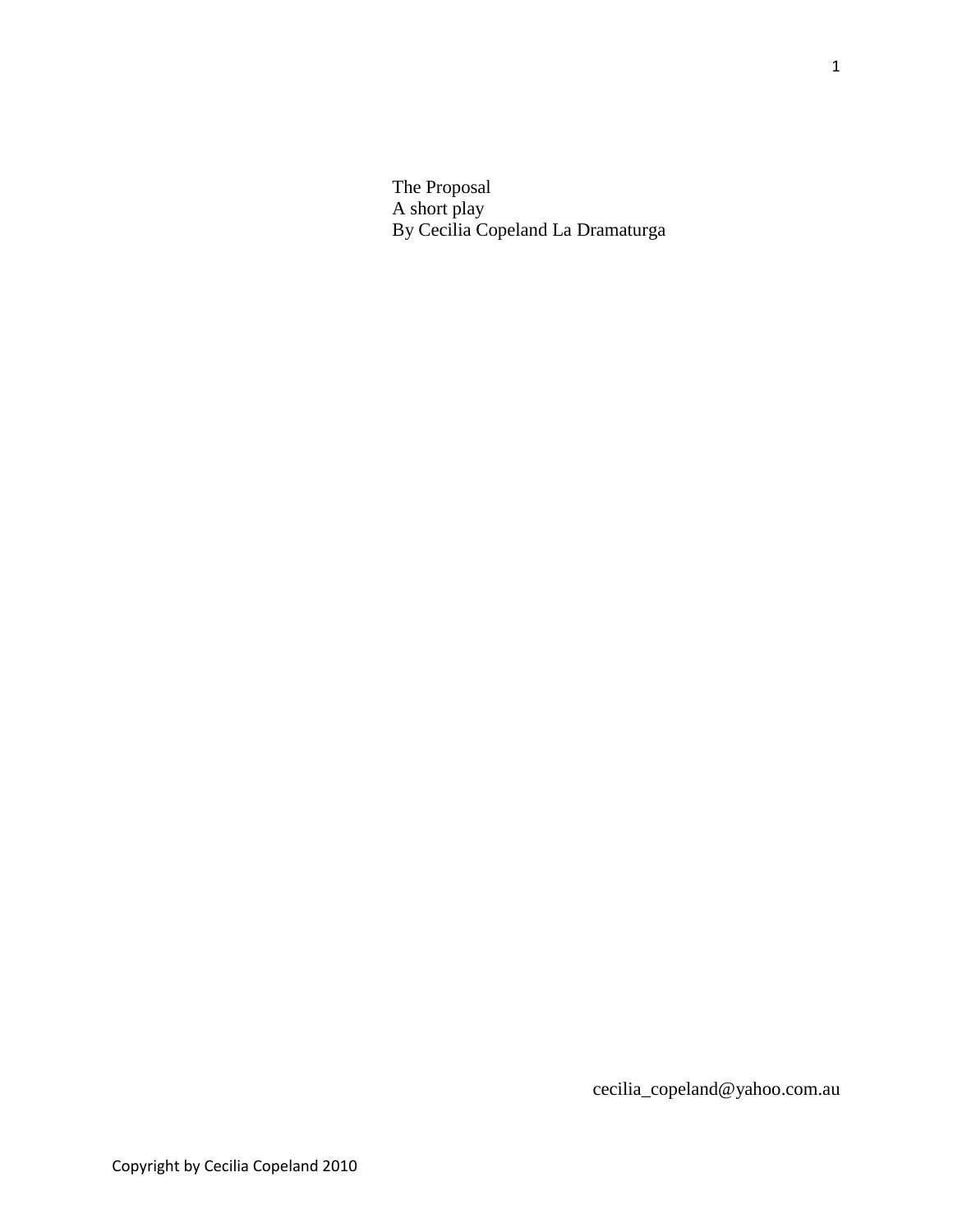The Proposal
A short play
By Cecilia Copeland La Dramaturga

cecilia_copeland@yahoo.com.au

Copyright by Cecilia Copeland 2010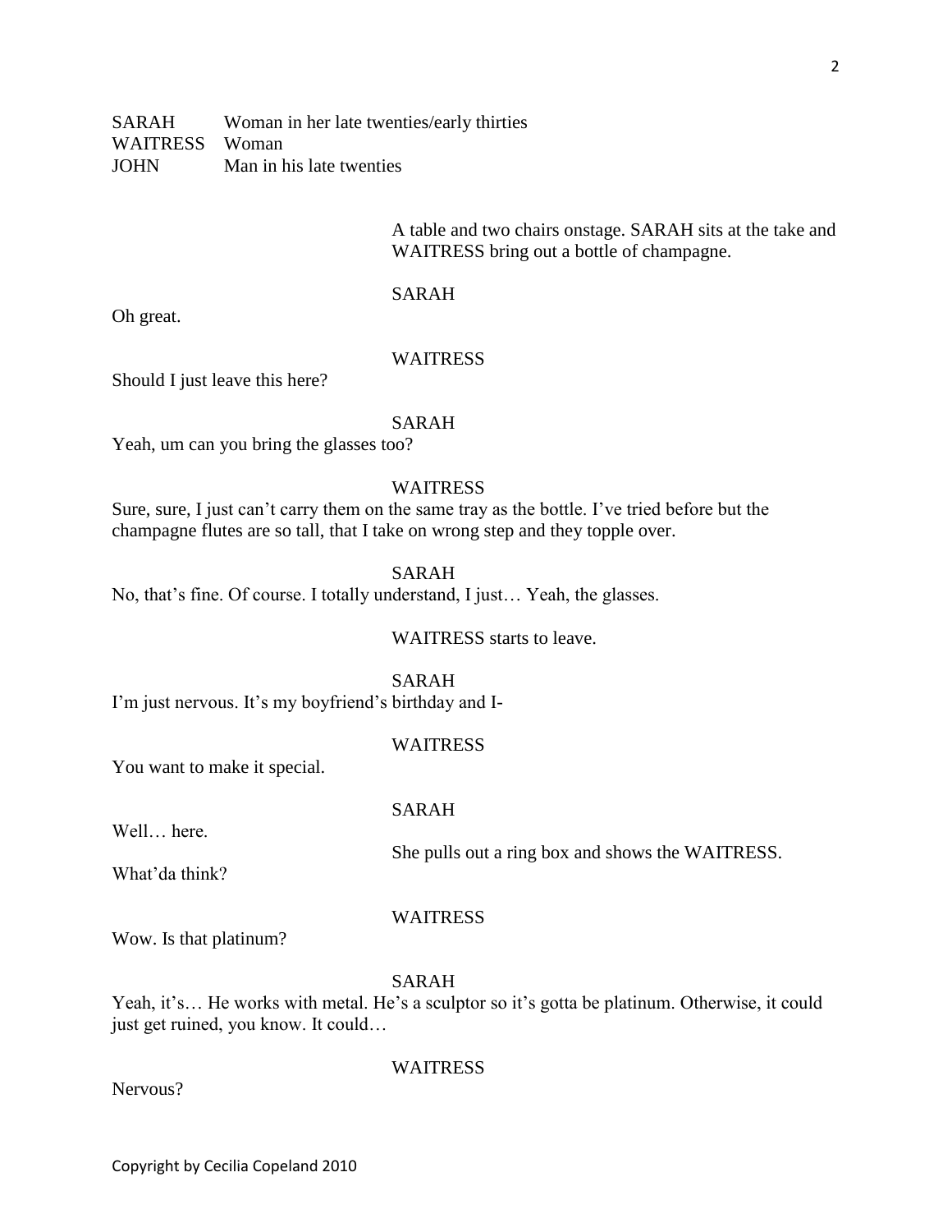SARAH Woman in her late twenties/early thirties
WAITRESS Woman
JOHN Man in his late twenties

*A table and two chairs onstage. SARAH sits at the take and WAITRESS bring out a bottle of champagne.*

SARAH

Oh great.

WAITRESS

Should I just leave this here?

SARAH

Yeah, um can you bring the glasses too?

WAITRESS

Sure, sure, I just can't carry them on the same tray as the bottle. I've tried before but the champagne flutes are so tall, that I take on wrong step and they topple over.

SARAH

No, that's fine. Of course. I totally understand, I just… Yeah, the glasses.

*WAITRESS starts to leave.*

SARAH

I'm just nervous. It's my boyfriend's birthday and I-

WAITRESS

You want to make it special.

SARAH

Well… here.

*She pulls out a ring box and shows the WAITRESS.*

What'da think?

WAITRESS

Wow. Is that platinum?

SARAH

Yeah, it's… He works with metal. He's a sculptor so it's gotta be platinum. Otherwise, it could just get ruined, you know. It could…

WAITRESS

Nervous?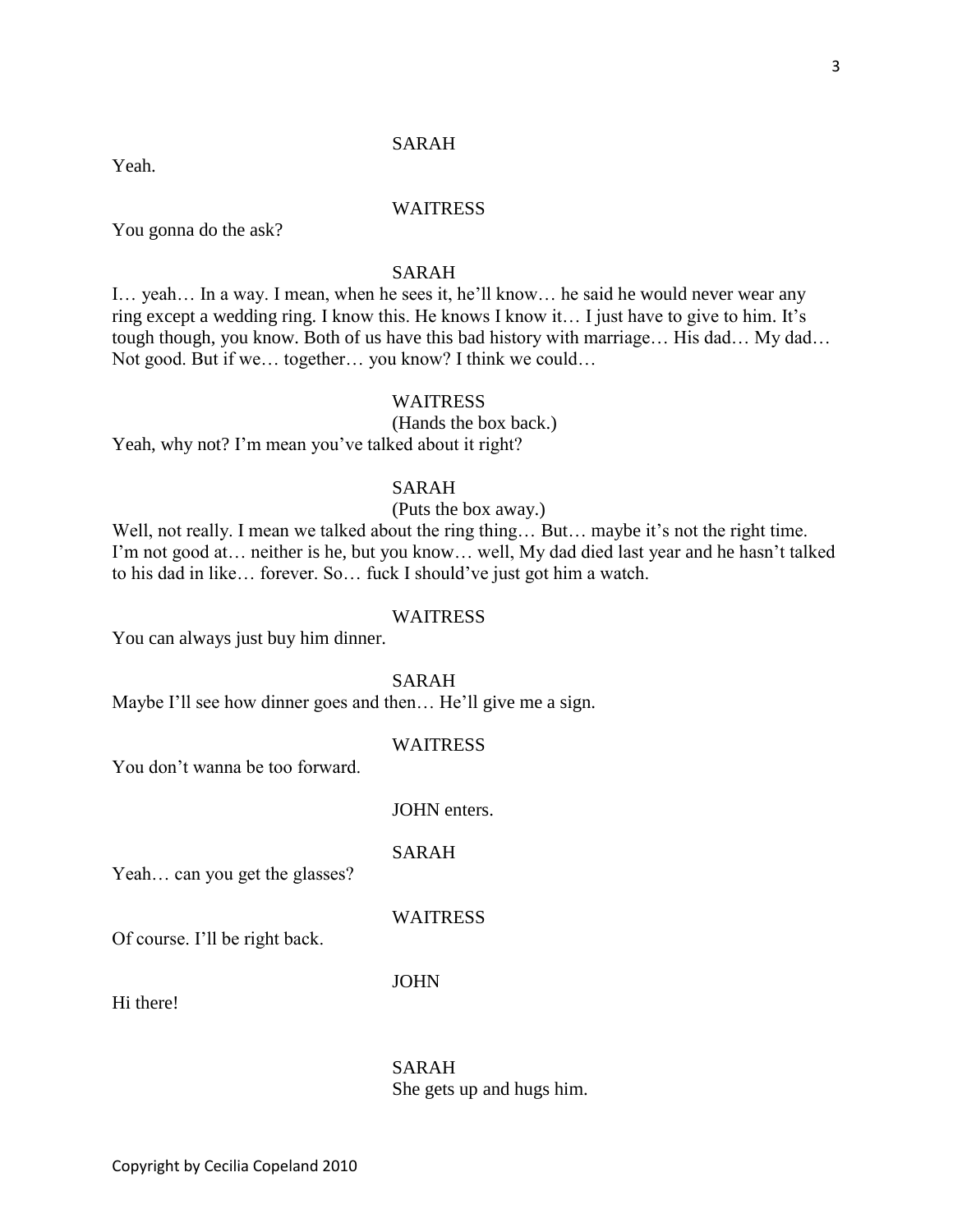SARAH

Yeah.

WAITRESS

You gonna do the ask?

SARAH

I… yeah… In a way. I mean, when he sees it, he'll know… he said he would never wear any ring except a wedding ring. I know this. He knows I know it… I just have to give to him. It's tough though, you know. Both of us have this bad history with marriage… His dad… My dad… Not good. But if we… together… you know? I think we could…

WAITRESS

(Hands the box back.)

Yeah, why not? I'm mean you've talked about it right?

SARAH

(Puts the box away.)

Well, not really. I mean we talked about the ring thing… But… maybe it's not the right time. I'm not good at… neither is he, but you know… well, My dad died last year and he hasn't talked to his dad in like… forever. So… fuck I should've just got him a watch.

WAITRESS

You can always just buy him dinner.

SARAH

Maybe I'll see how dinner goes and then… He'll give me a sign.

WAITRESS

You don't wanna be too forward.

JOHN enters.

SARAH

Yeah… can you get the glasses?

WAITRESS

Of course. I'll be right back.

JOHN

Hi there!

SARAH

She gets up and hugs him.

Copyright by Cecilia Copeland 2010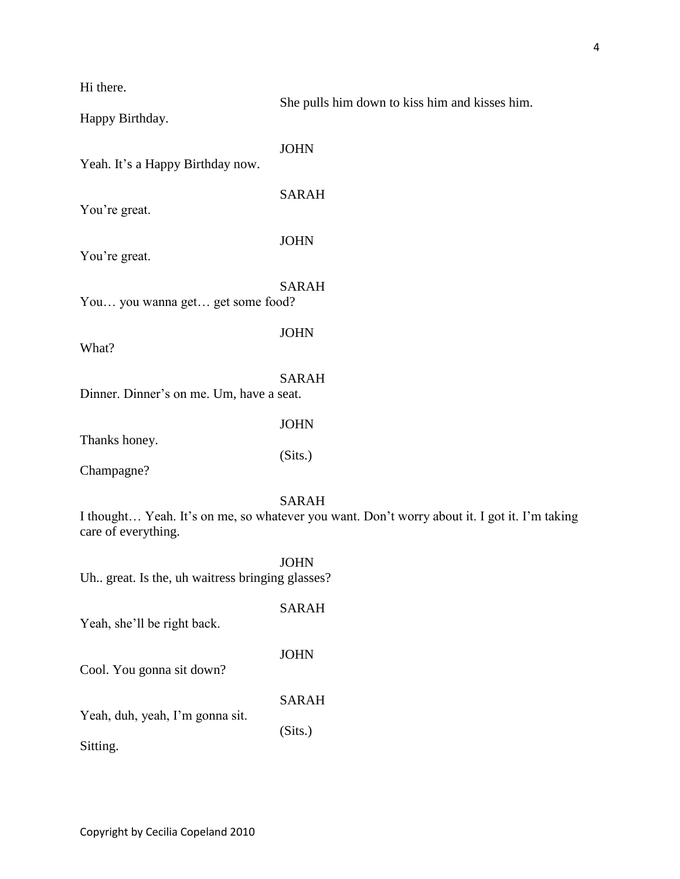Hi there.

She pulls him down to kiss him and kisses him.

Happy Birthday.

JOHN

Yeah. It's a Happy Birthday now.

SARAH

You're great.

JOHN

You're great.

SARAH

You… you wanna get… get some food?

JOHN

What?

SARAH

Dinner. Dinner's on me. Um, have a seat.

JOHN

Thanks honey.

(Sits.)

Champagne?

SARAH

I thought… Yeah. It's on me, so whatever you want. Don't worry about it. I got it. I'm taking care of everything.

JOHN

Uh.. great. Is the, uh waitress bringing glasses?

SARAH

Yeah, she'll be right back.

JOHN

Cool. You gonna sit down?

SARAH

Yeah, duh, yeah, I'm gonna sit.

(Sits.)

Sitting.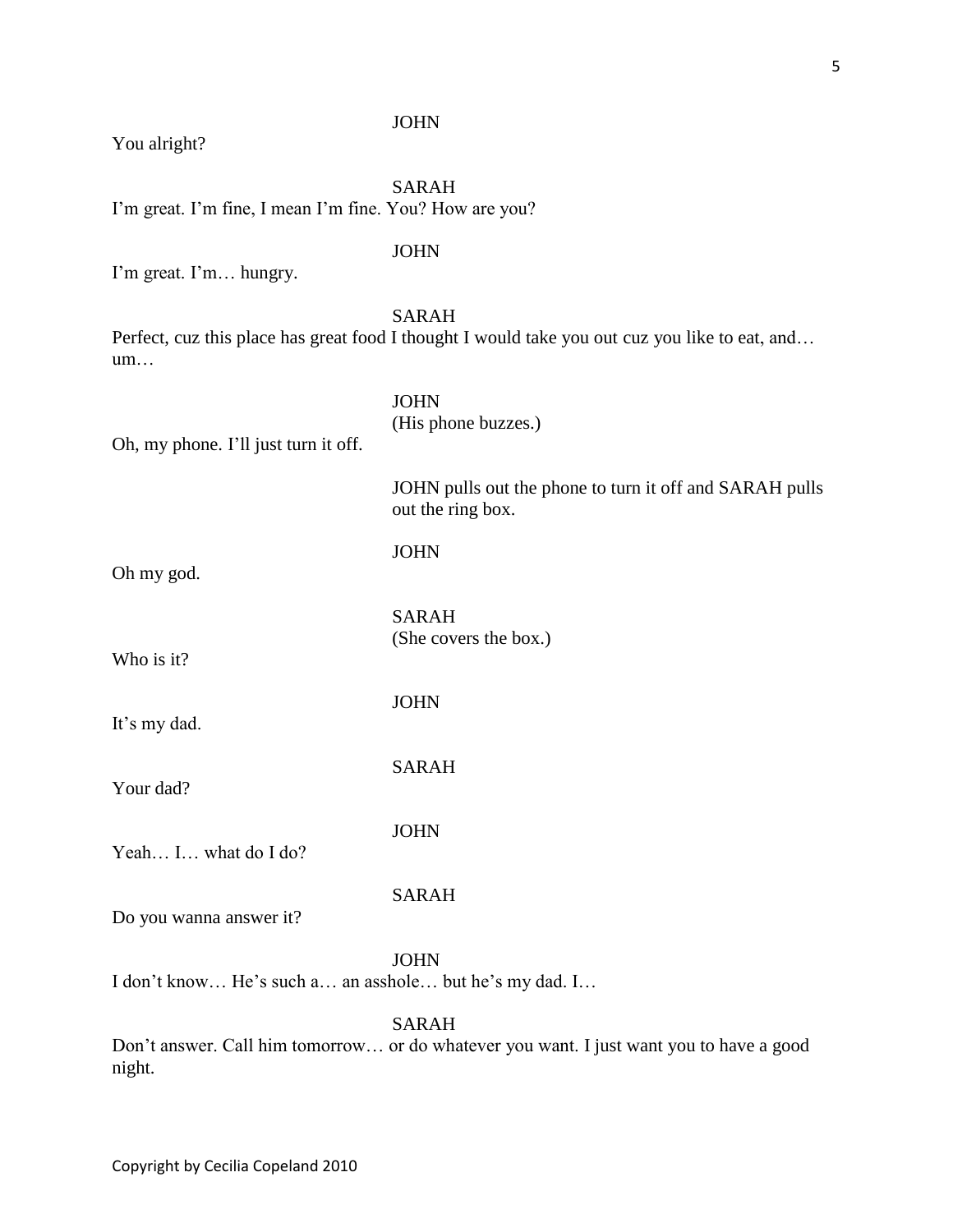JOHN

You alright?

SARAH

I'm great. I'm fine, I mean I'm fine. You? How are you?

JOHN

I'm great. I'm… hungry.

SARAH

Perfect, cuz this place has great food I thought I would take you out cuz you like to eat, and… um…

JOHN

(His phone buzzes.)

Oh, my phone. I'll just turn it off.

JOHN pulls out the phone to turn it off and SARAH pulls out the ring box.

JOHN

Oh my god.

SARAH

(She covers the box.)

Who is it?

JOHN

It's my dad.

SARAH

Your dad?

JOHN

Yeah… I… what do I do?

SARAH

Do you wanna answer it?

JOHN

I don't know… He's such a… an asshole… but he's my dad. I…

SARAH

Don't answer. Call him tomorrow… or do whatever you want. I just want you to have a good night.

Copyright by Cecilia Copeland 2010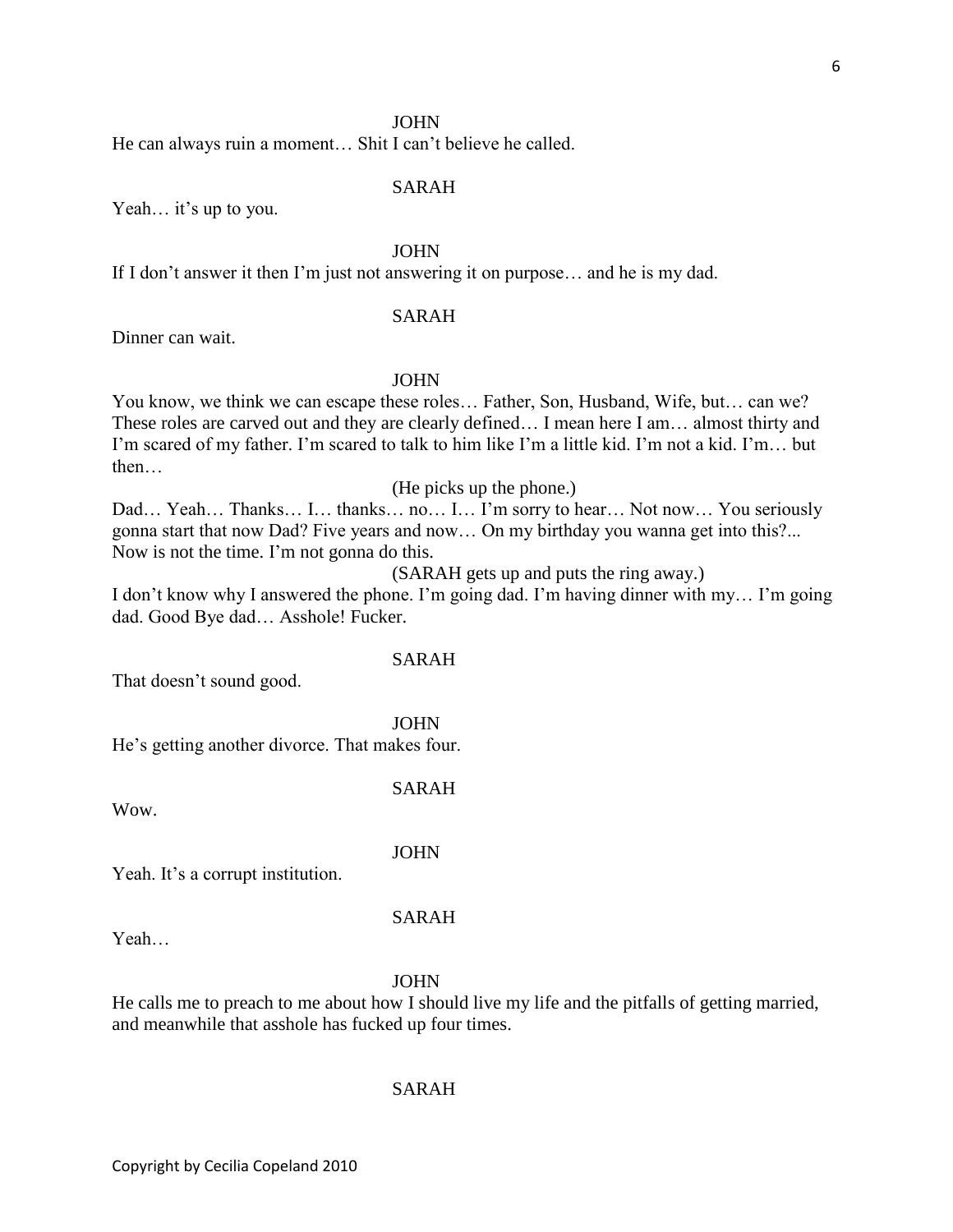JOHN

He can always ruin a moment… Shit I can't believe he called.

SARAH

Yeah… it's up to you.

JOHN

If I don't answer it then I'm just not answering it on purpose… and he is my dad.

SARAH

Dinner can wait.

JOHN

You know, we think we can escape these roles… Father, Son, Husband, Wife, but… can we? These roles are carved out and they are clearly defined… I mean here I am… almost thirty and I'm scared of my father. I'm scared to talk to him like I'm a little kid. I'm not a kid. I'm… but then…

(He picks up the phone.)

Dad… Yeah… Thanks… I… thanks… no… I… I'm sorry to hear… Not now… You seriously gonna start that now Dad? Five years and now… On my birthday you wanna get into this?... Now is not the time. I'm not gonna do this.

(SARAH gets up and puts the ring away.)

I don't know why I answered the phone. I'm going dad. I'm having dinner with my… I'm going dad. Good Bye dad… Asshole! Fucker.

SARAH

That doesn't sound good.

JOHN

He's getting another divorce. That makes four.

SARAH

Wow.

JOHN

Yeah. It's a corrupt institution.

SARAH

Yeah…

JOHN

He calls me to preach to me about how I should live my life and the pitfalls of getting married, and meanwhile that asshole has fucked up four times.

SARAH

Copyright by Cecilia Copeland 2010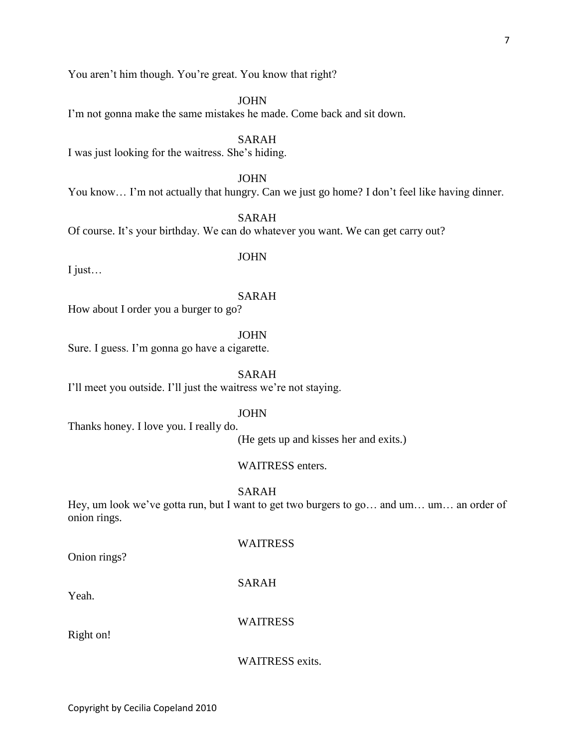You aren't him though. You're great. You know that right?

JOHN

I'm not gonna make the same mistakes he made. Come back and sit down.

SARAH

I was just looking for the waitress. She's hiding.

JOHN

You know… I'm not actually that hungry. Can we just go home? I don't feel like having dinner.

SARAH

Of course. It's your birthday. We can do whatever you want. We can get carry out?

JOHN

I just…

SARAH

How about I order you a burger to go?

JOHN

Sure. I guess. I'm gonna go have a cigarette.

SARAH

I'll meet you outside. I'll just the waitress we're not staying.

JOHN

Thanks honey. I love you. I really do.

(He gets up and kisses her and exits.)

WAITRESS enters.

SARAH

Hey, um look we've gotta run, but I want to get two burgers to go… and um… um… an order of onion rings.

WAITRESS

Onion rings?

SARAH

Yeah.

WAITRESS

Right on!

WAITRESS exits.

Copyright by Cecilia Copeland 2010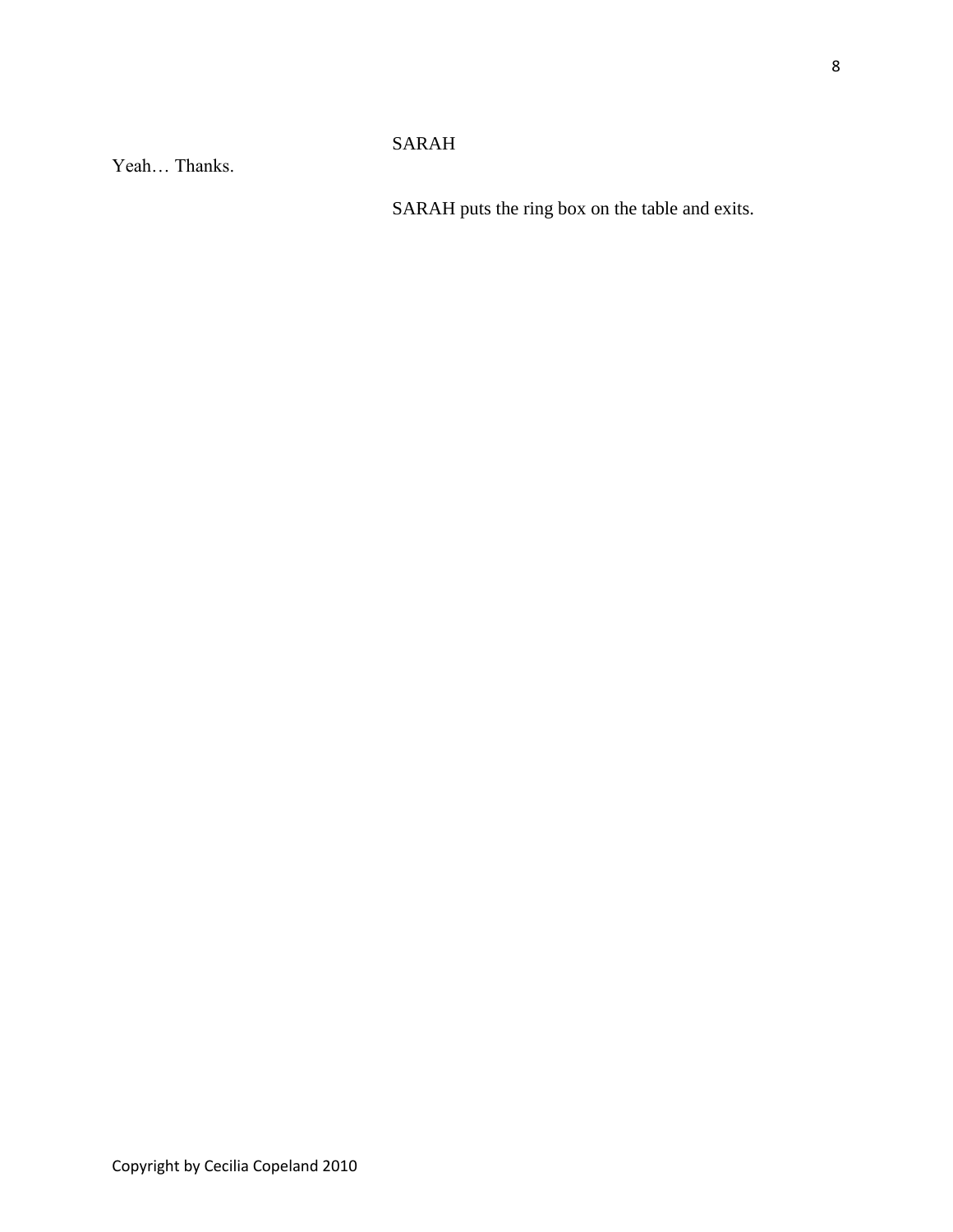SARAH

Yeah… Thanks.

SARAH puts the ring box on the table and exits.